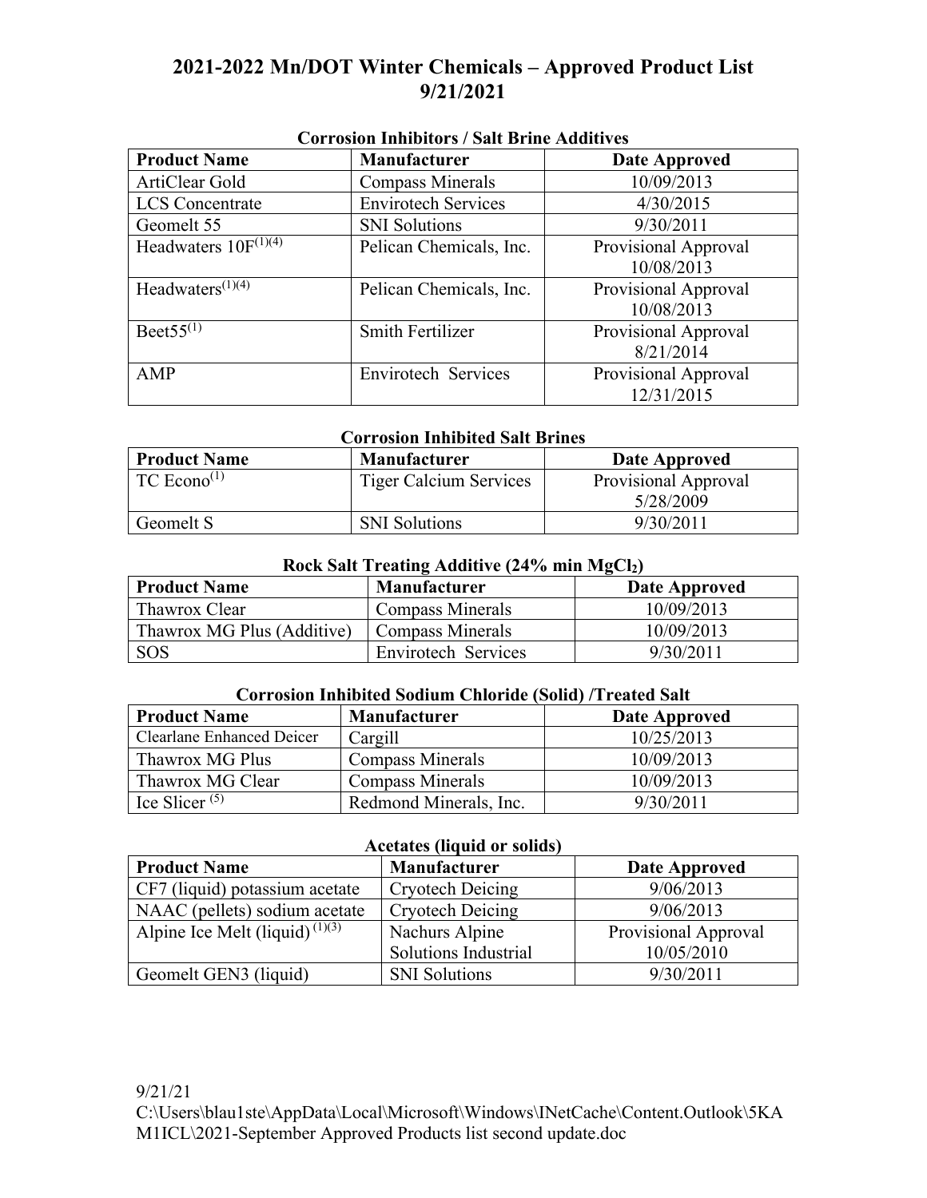# 2021-2022 Mn/DOT Winter Chemicals – Approved Product List
## 9/21/2021

### Corrosion Inhibitors / Salt Brine Additives

| Product Name | Manufacturer | Date Approved |
|---|---|---|
| ArtiClear Gold | Compass Minerals | 10/09/2013 |
| LCS Concentrate | Envirotech Services | 4/30/2015 |
| Geomelt 55 | SNI Solutions | 9/30/2011 |
| Headwaters 10F[1][4] | Pelican Chemicals, Inc. | Provisional Approval 10/08/2013 |
| Headwaters[1][4] | Pelican Chemicals, Inc. | Provisional Approval 10/08/2013 |
| Beet55[1] | Smith Fertilizer | Provisional Approval 8/21/2014 |
| AMP | Envirotech Services | Provisional Approval 12/31/2015 |

### Corrosion Inhibited Salt Brines

| Product Name | Manufacturer | Date Approved |
|---|---|---|
| TC Econo[1] | Tiger Calcium Services | Provisional Approval 5/28/2009 |
| Geomelt S | SNI Solutions | 9/30/2011 |

### Rock Salt Treating Additive (24% min $MgCl_2$)

| Product Name | Manufacturer | Date Approved |
|---|---|---|
| Thawrox Clear | Compass Minerals | 10/09/2013 |
| Thawrox MG Plus (Additive) | Compass Minerals | 10/09/2013 |
| SOS | Envirotech Services | 9/30/2011 |

### Corrosion Inhibited Sodium Chloride (Solid) /Treated Salt

| Product Name | Manufacturer | Date Approved |
|---|---|---|
| Clearlane Enhanced Deicer | Cargill | 10/25/2013 |
| Thawrox MG Plus | Compass Minerals | 10/09/2013 |
| Thawrox MG Clear | Compass Minerals | 10/09/2013 |
| Ice Slicer [5] | Redmond Minerals, Inc. | 9/30/2011 |

### Acetates (liquid or solids)

| Product Name | Manufacturer | Date Approved |
|---|---|---|
| CF7 (liquid) potassium acetate | Cryotech Deicing | 9/06/2013 |
| NAAC (pellets) sodium acetate | Cryotech Deicing | 9/06/2013 |
| Alpine Ice Melt (liquid) [1][3] | Nachurs Alpine Solutions Industrial | Provisional Approval 10/05/2010 |
| Geomelt GEN3 (liquid) | SNI Solutions | 9/30/2011 |

9/21/21
C:\Users\blau1ste\AppData\Local\Microsoft\Windows\INetCache\Content.Outlook\5KAM1ICL\2021-September Approved Products list second update.doc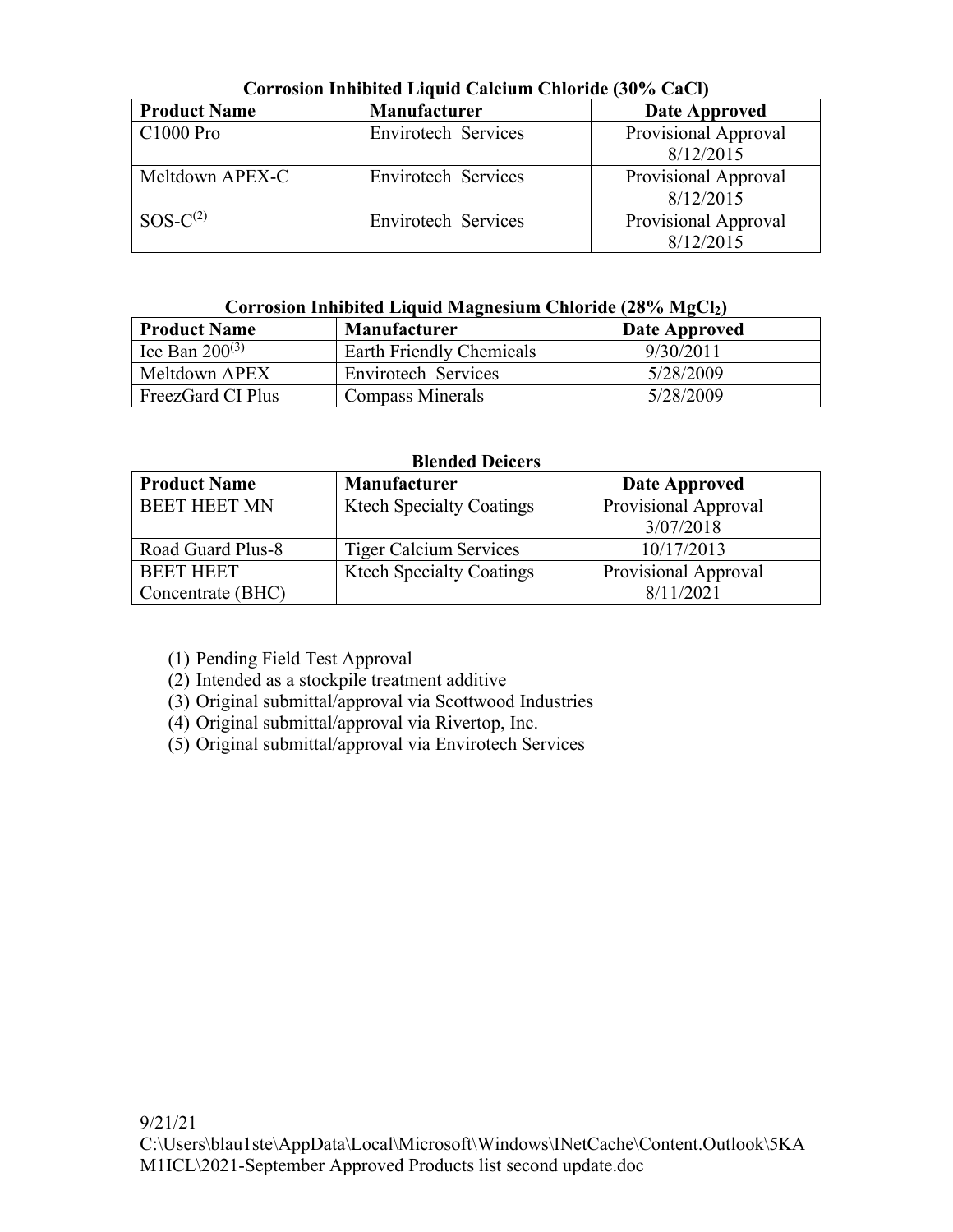**Corrosion Inhibited Liquid Calcium Chloride (30% CaCl)**

| Product Name | Manufacturer | Date Approved |
|---|---|---|
| C1000 Pro | Envirotech Services | Provisional Approval 8/12/2015 |
| Meltdown APEX-C | Envirotech Services | Provisional Approval 8/12/2015 |
| SOS-C(2) | Envirotech Services | Provisional Approval 8/12/2015 |

**Corrosion Inhibited Liquid Magnesium Chloride (28% $MgCl_2$)**

| Product Name | Manufacturer | Date Approved |
|---|---|---|
| Ice Ban 200(3) | Earth Friendly Chemicals | 9/30/2011 |
| Meltdown APEX | Envirotech Services | 5/28/2009 |
| FreezGard CI Plus | Compass Minerals | 5/28/2009 |

**Blended Deicers**

| Product Name | Manufacturer | Date Approved |
|---|---|---|
| BEET HEET MN | Ktech Specialty Coatings | Provisional Approval 3/07/2018 |
| Road Guard Plus-8 | Tiger Calcium Services | 10/17/2013 |
| BEET HEET Concentrate (BHC) | Ktech Specialty Coatings | Provisional Approval 8/11/2021 |

(1) Pending Field Test Approval
(2) Intended as a stockpile treatment additive
(3) Original submittal/approval via Scottwood Industries
(4) Original submittal/approval via Rivertop, Inc.
(5) Original submittal/approval via Envirotech Services

9/21/21
C:\Users\blau1ste\AppData\Local\Microsoft\Windows\INetCache\Content.Outlook\5KAM1ICL\2021-September Approved Products list second update.doc